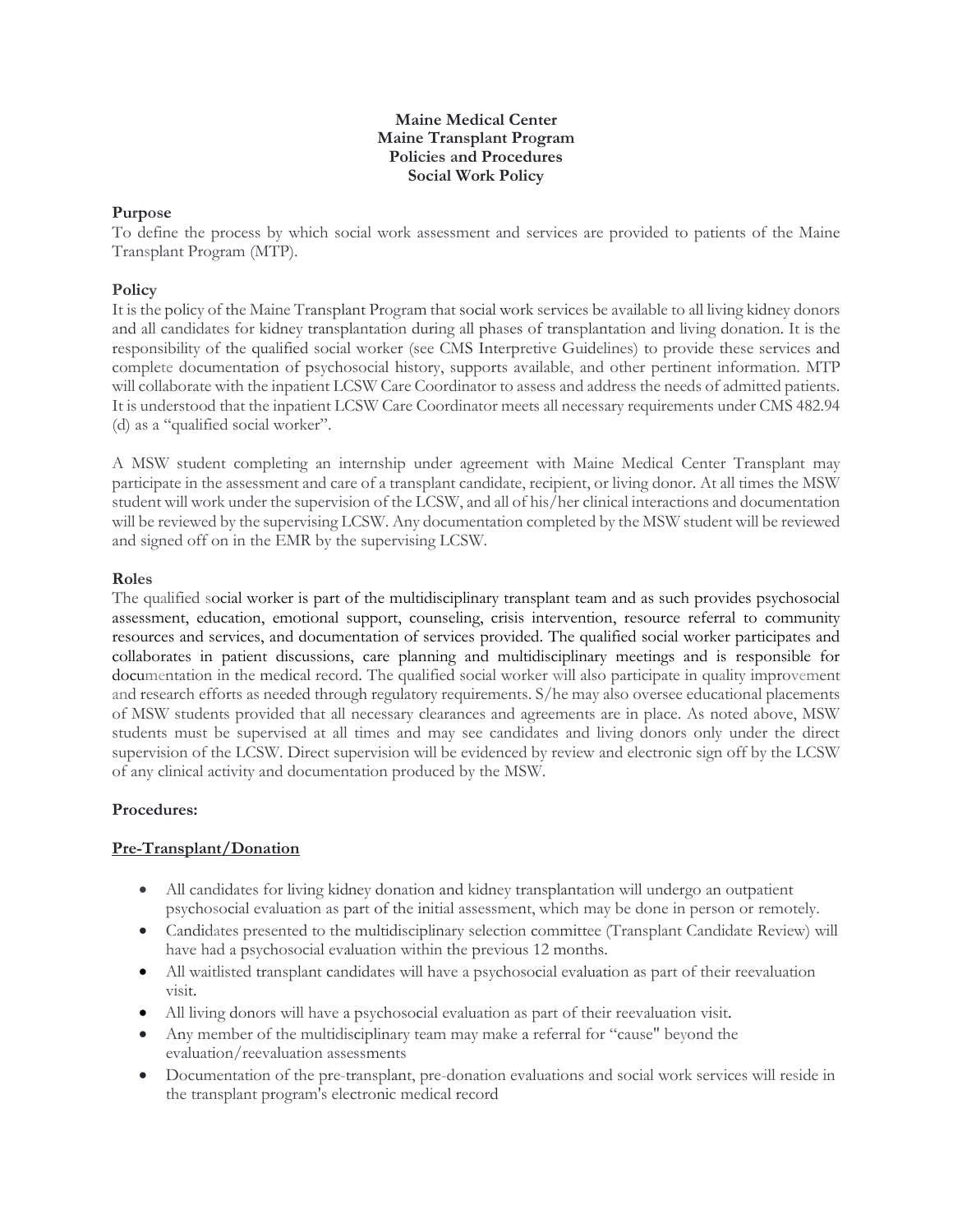**Maine Medical Center**
**Maine Transplant Program**
**Policies and Procedures**
**Social Work Policy**

**Purpose**

To define the process by which social work assessment and services are provided to patients of the Maine Transplant Program (MTP).

**Policy**

It is the policy of the Maine Transplant Program that social work services be available to all living kidney donors and all candidates for kidney transplantation during all phases of transplantation and living donation. It is the responsibility of the qualified social worker (see CMS Interpretive Guidelines) to provide these services and complete documentation of psychosocial history, supports available, and other pertinent information. MTP will collaborate with the inpatient LCSW Care Coordinator to assess and address the needs of admitted patients. It is understood that the inpatient LCSW Care Coordinator meets all necessary requirements under CMS 482.94 (d) as a "qualified social worker".

A MSW student completing an internship under agreement with Maine Medical Center Transplant may participate in the assessment and care of a transplant candidate, recipient, or living donor. At all times the MSW student will work under the supervision of the LCSW, and all of his/her clinical interactions and documentation will be reviewed by the supervising LCSW. Any documentation completed by the MSW student will be reviewed and signed off on in the EMR by the supervising LCSW.

**Roles**

The qualified social worker is part of the multidisciplinary transplant team and as such provides psychosocial assessment, education, emotional support, counseling, crisis intervention, resource referral to community resources and services, and documentation of services provided. The qualified social worker participates and collaborates in patient discussions, care planning and multidisciplinary meetings and is responsible for documentation in the medical record. The qualified social worker will also participate in quality improvement and research efforts as needed through regulatory requirements. S/he may also oversee educational placements of MSW students provided that all necessary clearances and agreements are in place. As noted above, MSW students must be supervised at all times and may see candidates and living donors only under the direct supervision of the LCSW. Direct supervision will be evidenced by review and electronic sign off by the LCSW of any clinical activity and documentation produced by the MSW.

**Procedures:**

**Pre-Transplant/Donation**

- All candidates for living kidney donation and kidney transplantation will undergo an outpatient psychosocial evaluation as part of the initial assessment, which may be done in person or remotely.
- Candidates presented to the multidisciplinary selection committee (Transplant Candidate Review) will have had a psychosocial evaluation within the previous 12 months.
- All waitlisted transplant candidates will have a psychosocial evaluation as part of their reevaluation visit.
- All living donors will have a psychosocial evaluation as part of their reevaluation visit.
- Any member of the multidisciplinary team may make a referral for "cause" beyond the evaluation/reevaluation assessments
- Documentation of the pre-transplant, pre-donation evaluations and social work services will reside in the transplant program's electronic medical record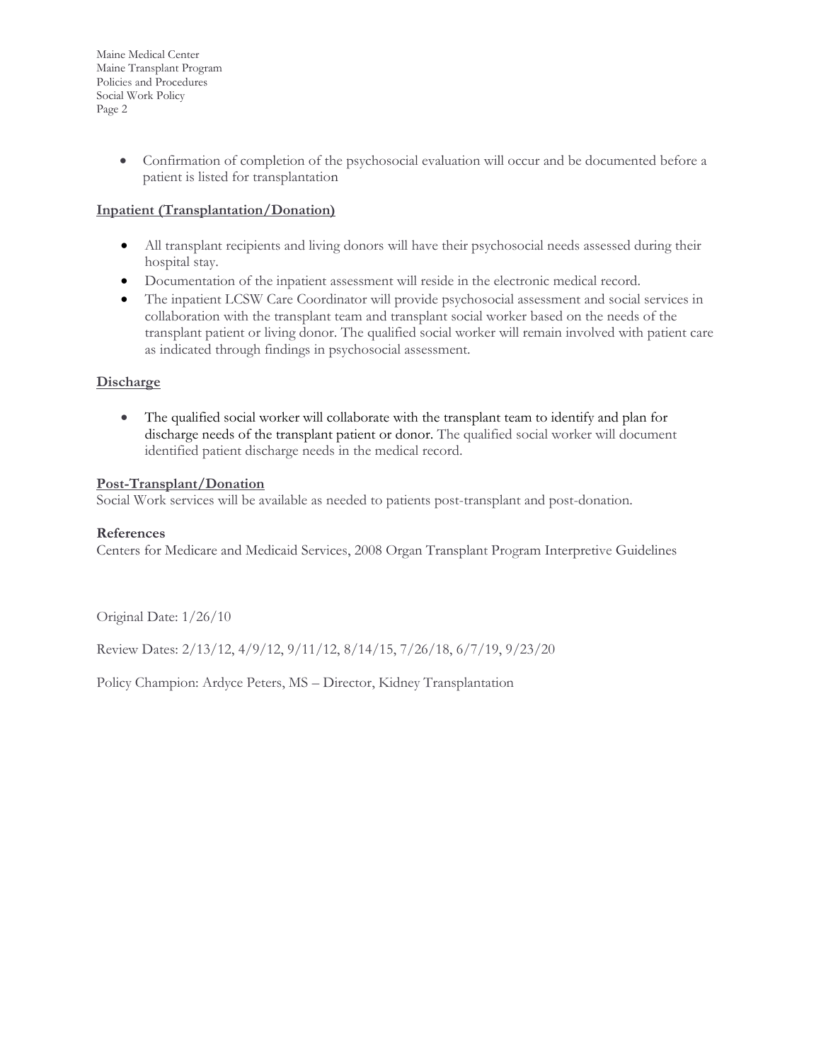- Confirmation of completion of the psychosocial evaluation will occur and be documented before a patient is listed for transplantation

**Inpatient (Transplantation/Donation)**

- All transplant recipients and living donors will have their psychosocial needs assessed during their hospital stay.
- Documentation of the inpatient assessment will reside in the electronic medical record.
- The inpatient LCSW Care Coordinator will provide psychosocial assessment and social services in collaboration with the transplant team and transplant social worker based on the needs of the transplant patient or living donor. The qualified social worker will remain involved with patient care as indicated through findings in psychosocial assessment.

**Discharge**

- The qualified social worker will collaborate with the transplant team to identify and plan for discharge needs of the transplant patient or donor. The qualified social worker will document identified patient discharge needs in the medical record.

**Post-Transplant/Donation**

Social Work services will be available as needed to patients post-transplant and post-donation.

**References**

Centers for Medicare and Medicaid Services, 2008 Organ Transplant Program Interpretive Guidelines

Original Date: 1/26/10

Review Dates: 2/13/12, 4/9/12, 9/11/12, 8/14/15, 7/26/18, 6/7/19, 9/23/20

Policy Champion: Ardyce Peters, MS – Director, Kidney Transplantation